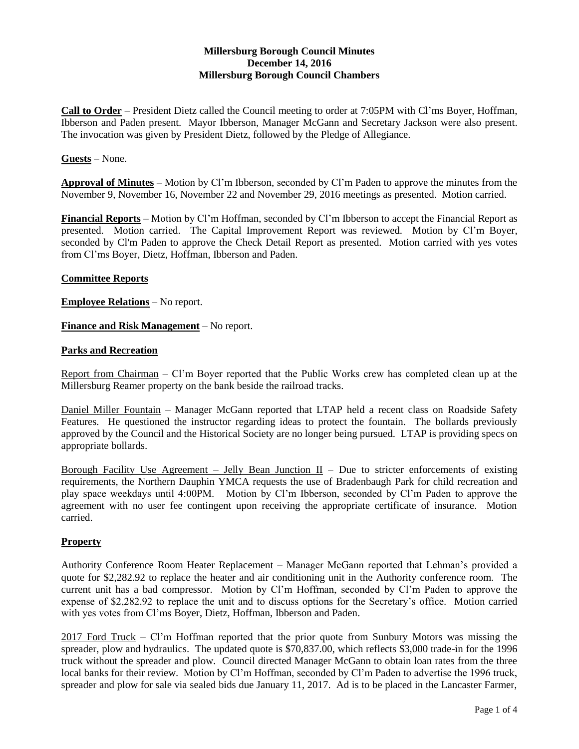**Millersburg Borough Council Minutes**
**December 14, 2016**
**Millersburg Borough Council Chambers**

**Call to Order** – President Dietz called the Council meeting to order at 7:05PM with Cl'ms Boyer, Hoffman, Ibberson and Paden present. Mayor Ibberson, Manager McGann and Secretary Jackson were also present. The invocation was given by President Dietz, followed by the Pledge of Allegiance.

**Guests** – None.

**Approval of Minutes** – Motion by Cl'm Ibberson, seconded by Cl'm Paden to approve the minutes from the November 9, November 16, November 22 and November 29, 2016 meetings as presented. Motion carried.

**Financial Reports** – Motion by Cl'm Hoffman, seconded by Cl'm Ibberson to accept the Financial Report as presented. Motion carried. The Capital Improvement Report was reviewed. Motion by Cl'm Boyer, seconded by Cl'm Paden to approve the Check Detail Report as presented. Motion carried with yes votes from Cl'ms Boyer, Dietz, Hoffman, Ibberson and Paden.

**Committee Reports**

**Employee Relations** – No report.

**Finance and Risk Management** – No report.

**Parks and Recreation**

Report from Chairman – Cl'm Boyer reported that the Public Works crew has completed clean up at the Millersburg Reamer property on the bank beside the railroad tracks.

Daniel Miller Fountain – Manager McGann reported that LTAP held a recent class on Roadside Safety Features. He questioned the instructor regarding ideas to protect the fountain. The bollards previously approved by the Council and the Historical Society are no longer being pursued. LTAP is providing specs on appropriate bollards.

Borough Facility Use Agreement – Jelly Bean Junction II – Due to stricter enforcements of existing requirements, the Northern Dauphin YMCA requests the use of Bradenbaugh Park for child recreation and play space weekdays until 4:00PM. Motion by Cl'm Ibberson, seconded by Cl'm Paden to approve the agreement with no user fee contingent upon receiving the appropriate certificate of insurance. Motion carried.

**Property**

Authority Conference Room Heater Replacement – Manager McGann reported that Lehman's provided a quote for $2,282.92 to replace the heater and air conditioning unit in the Authority conference room. The current unit has a bad compressor. Motion by Cl'm Hoffman, seconded by Cl'm Paden to approve the expense of $2,282.92 to replace the unit and to discuss options for the Secretary's office. Motion carried with yes votes from Cl'ms Boyer, Dietz, Hoffman, Ibberson and Paden.

2017 Ford Truck – Cl'm Hoffman reported that the prior quote from Sunbury Motors was missing the spreader, plow and hydraulics. The updated quote is $70,837.00, which reflects $3,000 trade-in for the 1996 truck without the spreader and plow. Council directed Manager McGann to obtain loan rates from the three local banks for their review. Motion by Cl'm Hoffman, seconded by Cl'm Paden to advertise the 1996 truck, spreader and plow for sale via sealed bids due January 11, 2017. Ad is to be placed in the Lancaster Farmer,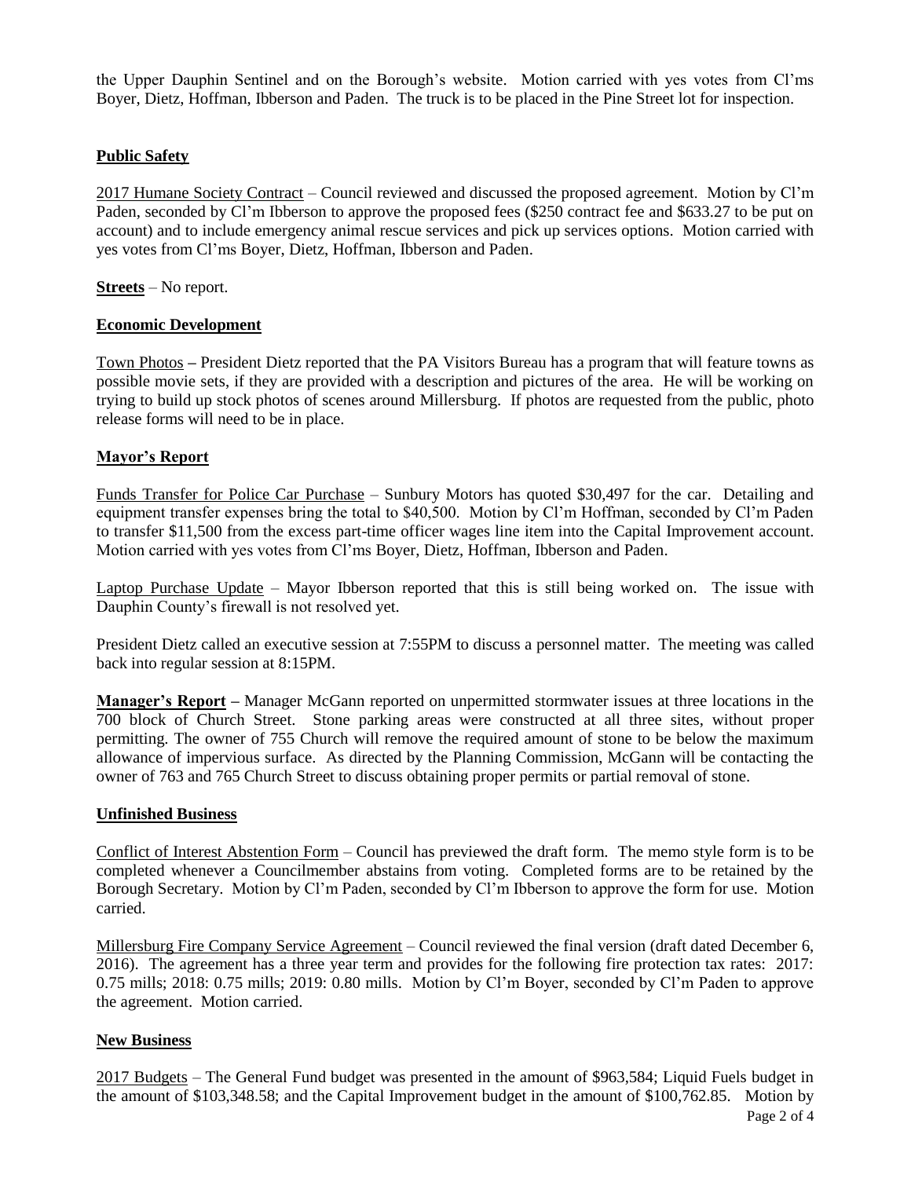the Upper Dauphin Sentinel and on the Borough's website. Motion carried with yes votes from Cl'ms Boyer, Dietz, Hoffman, Ibberson and Paden. The truck is to be placed in the Pine Street lot for inspection.

## **Public Safety**

2017 Humane Society Contract – Council reviewed and discussed the proposed agreement. Motion by Cl'm Paden, seconded by Cl'm Ibberson to approve the proposed fees ($250 contract fee and $633.27 to be put on account) and to include emergency animal rescue services and pick up services options. Motion carried with yes votes from Cl'ms Boyer, Dietz, Hoffman, Ibberson and Paden.

**Streets** – No report.

## **Economic Development**

Town Photos – President Dietz reported that the PA Visitors Bureau has a program that will feature towns as possible movie sets, if they are provided with a description and pictures of the area. He will be working on trying to build up stock photos of scenes around Millersburg. If photos are requested from the public, photo release forms will need to be in place.

## **Mayor's Report**

Funds Transfer for Police Car Purchase – Sunbury Motors has quoted $30,497 for the car. Detailing and equipment transfer expenses bring the total to $40,500. Motion by Cl'm Hoffman, seconded by Cl'm Paden to transfer $11,500 from the excess part-time officer wages line item into the Capital Improvement account. Motion carried with yes votes from Cl'ms Boyer, Dietz, Hoffman, Ibberson and Paden.

Laptop Purchase Update – Mayor Ibberson reported that this is still being worked on. The issue with Dauphin County's firewall is not resolved yet.

President Dietz called an executive session at 7:55PM to discuss a personnel matter. The meeting was called back into regular session at 8:15PM.

**Manager's Report** – Manager McGann reported on unpermitted stormwater issues at three locations in the 700 block of Church Street. Stone parking areas were constructed at all three sites, without proper permitting. The owner of 755 Church will remove the required amount of stone to be below the maximum allowance of impervious surface. As directed by the Planning Commission, McGann will be contacting the owner of 763 and 765 Church Street to discuss obtaining proper permits or partial removal of stone.

## **Unfinished Business**

Conflict of Interest Abstention Form – Council has previewed the draft form. The memo style form is to be completed whenever a Councilmember abstains from voting. Completed forms are to be retained by the Borough Secretary. Motion by Cl'm Paden, seconded by Cl'm Ibberson to approve the form for use. Motion carried.

Millersburg Fire Company Service Agreement – Council reviewed the final version (draft dated December 6, 2016). The agreement has a three year term and provides for the following fire protection tax rates: 2017: 0.75 mills; 2018: 0.75 mills; 2019: 0.80 mills. Motion by Cl'm Boyer, seconded by Cl'm Paden to approve the agreement. Motion carried.

## **New Business**

2017 Budgets – The General Fund budget was presented in the amount of $963,584; Liquid Fuels budget in the amount of $103,348.58; and the Capital Improvement budget in the amount of $100,762.85. Motion by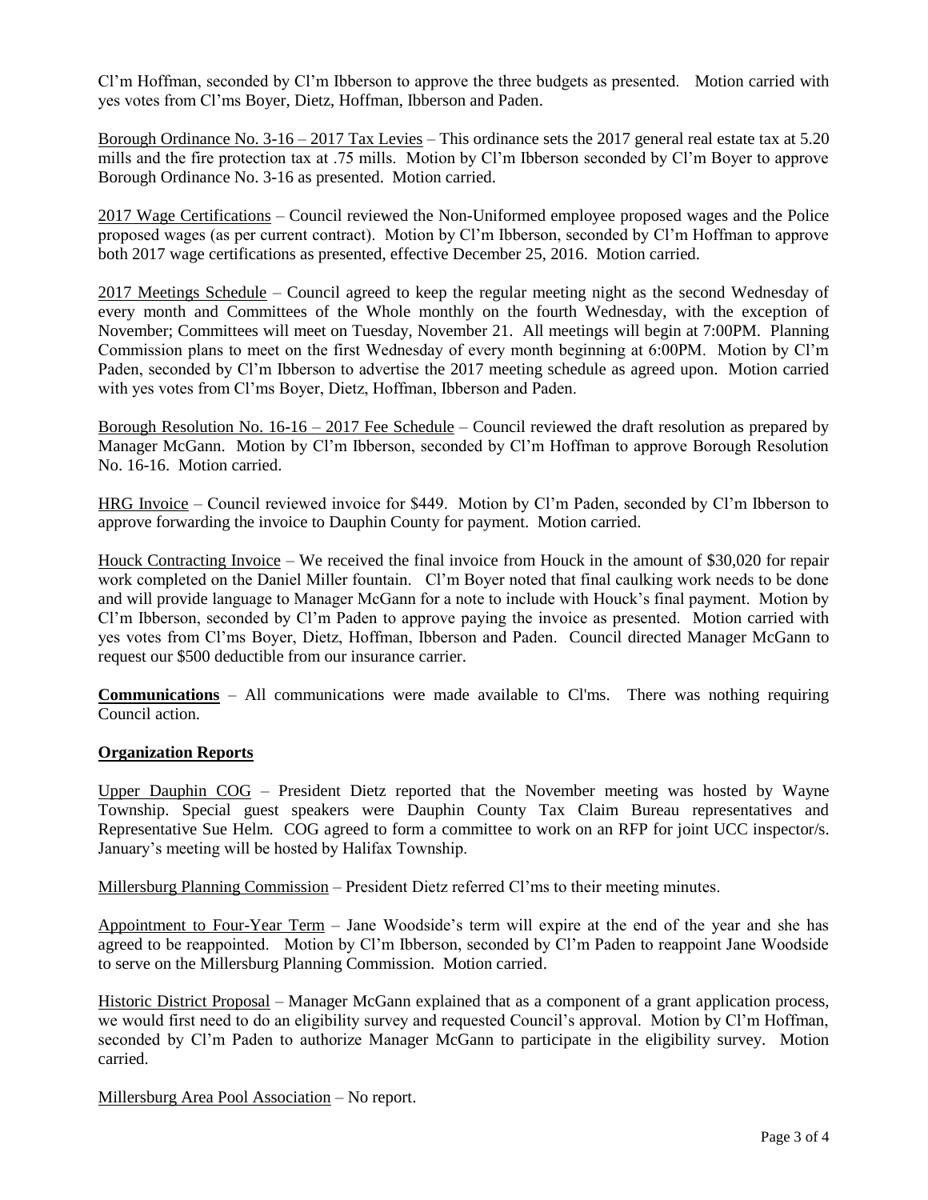Cl'm Hoffman, seconded by Cl'm Ibberson to approve the three budgets as presented. Motion carried with yes votes from Cl'ms Boyer, Dietz, Hoffman, Ibberson and Paden.

Borough Ordinance No. 3-16 – 2017 Tax Levies – This ordinance sets the 2017 general real estate tax at 5.20 mills and the fire protection tax at .75 mills. Motion by Cl'm Ibberson seconded by Cl'm Boyer to approve Borough Ordinance No. 3-16 as presented. Motion carried.

2017 Wage Certifications – Council reviewed the Non-Uniformed employee proposed wages and the Police proposed wages (as per current contract). Motion by Cl'm Ibberson, seconded by Cl'm Hoffman to approve both 2017 wage certifications as presented, effective December 25, 2016. Motion carried.

2017 Meetings Schedule – Council agreed to keep the regular meeting night as the second Wednesday of every month and Committees of the Whole monthly on the fourth Wednesday, with the exception of November; Committees will meet on Tuesday, November 21. All meetings will begin at 7:00PM. Planning Commission plans to meet on the first Wednesday of every month beginning at 6:00PM. Motion by Cl'm Paden, seconded by Cl'm Ibberson to advertise the 2017 meeting schedule as agreed upon. Motion carried with yes votes from Cl'ms Boyer, Dietz, Hoffman, Ibberson and Paden.

Borough Resolution No. 16-16 – 2017 Fee Schedule – Council reviewed the draft resolution as prepared by Manager McGann. Motion by Cl'm Ibberson, seconded by Cl'm Hoffman to approve Borough Resolution No. 16-16. Motion carried.

HRG Invoice – Council reviewed invoice for $449. Motion by Cl'm Paden, seconded by Cl'm Ibberson to approve forwarding the invoice to Dauphin County for payment. Motion carried.

Houck Contracting Invoice – We received the final invoice from Houck in the amount of $30,020 for repair work completed on the Daniel Miller fountain. Cl'm Boyer noted that final caulking work needs to be done and will provide language to Manager McGann for a note to include with Houck's final payment. Motion by Cl'm Ibberson, seconded by Cl'm Paden to approve paying the invoice as presented. Motion carried with yes votes from Cl'ms Boyer, Dietz, Hoffman, Ibberson and Paden. Council directed Manager McGann to request our $500 deductible from our insurance carrier.

**Communications** – All communications were made available to Cl'ms. There was nothing requiring Council action.

**Organization Reports**

Upper Dauphin COG – President Dietz reported that the November meeting was hosted by Wayne Township. Special guest speakers were Dauphin County Tax Claim Bureau representatives and Representative Sue Helm. COG agreed to form a committee to work on an RFP for joint UCC inspector/s. January's meeting will be hosted by Halifax Township.

Millersburg Planning Commission – President Dietz referred Cl'ms to their meeting minutes.

Appointment to Four-Year Term – Jane Woodside's term will expire at the end of the year and she has agreed to be reappointed. Motion by Cl'm Ibberson, seconded by Cl'm Paden to reappoint Jane Woodside to serve on the Millersburg Planning Commission. Motion carried.

Historic District Proposal – Manager McGann explained that as a component of a grant application process, we would first need to do an eligibility survey and requested Council's approval. Motion by Cl'm Hoffman, seconded by Cl'm Paden to authorize Manager McGann to participate in the eligibility survey. Motion carried.

Millersburg Area Pool Association – No report.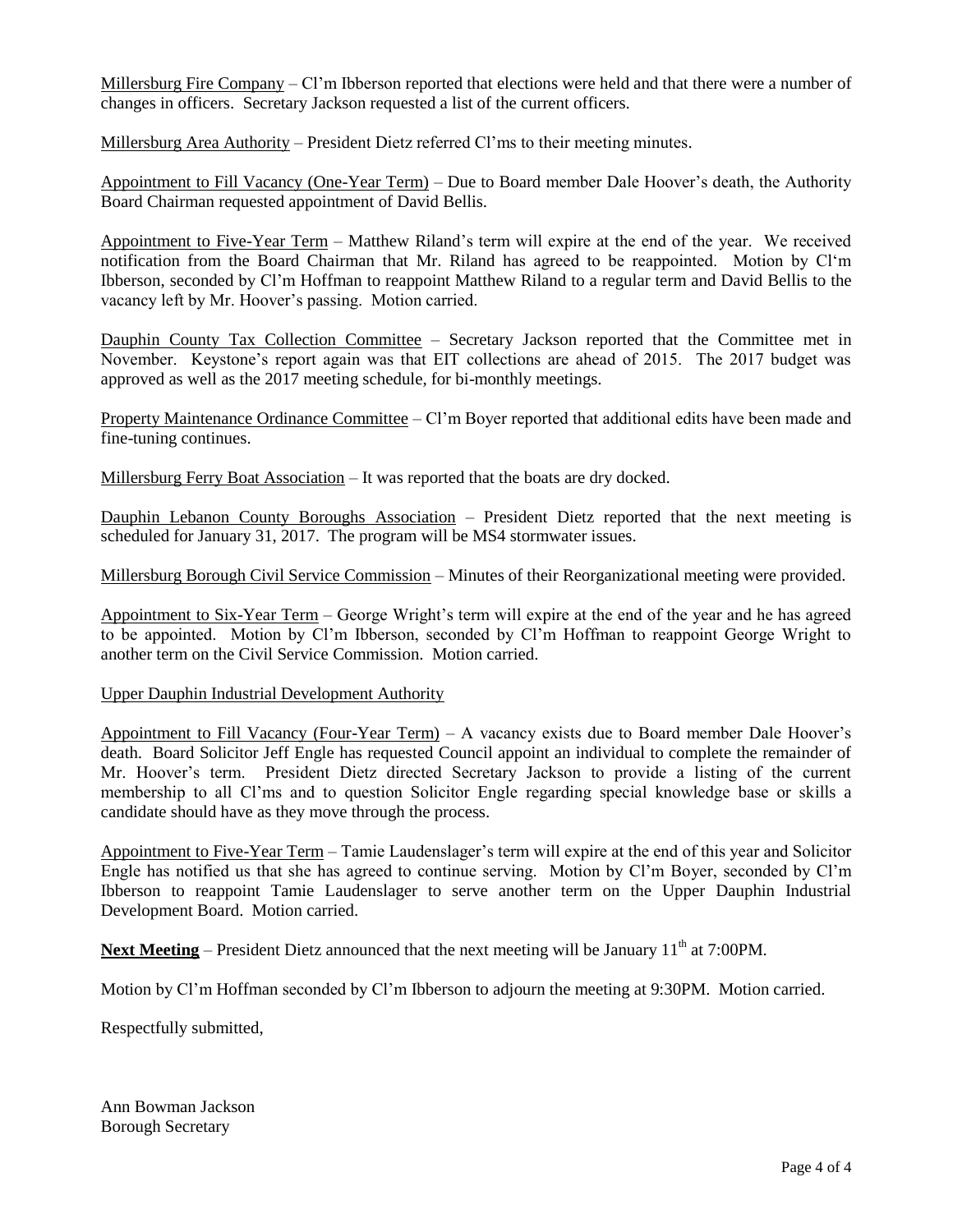Millersburg Fire Company – Cl'm Ibberson reported that elections were held and that there were a number of changes in officers. Secretary Jackson requested a list of the current officers.

Millersburg Area Authority – President Dietz referred Cl'ms to their meeting minutes.

Appointment to Fill Vacancy (One-Year Term) – Due to Board member Dale Hoover's death, the Authority Board Chairman requested appointment of David Bellis.

Appointment to Five-Year Term – Matthew Riland's term will expire at the end of the year. We received notification from the Board Chairman that Mr. Riland has agreed to be reappointed. Motion by Cl'm Ibberson, seconded by Cl'm Hoffman to reappoint Matthew Riland to a regular term and David Bellis to the vacancy left by Mr. Hoover's passing. Motion carried.

Dauphin County Tax Collection Committee – Secretary Jackson reported that the Committee met in November. Keystone's report again was that EIT collections are ahead of 2015. The 2017 budget was approved as well as the 2017 meeting schedule, for bi-monthly meetings.

Property Maintenance Ordinance Committee – Cl'm Boyer reported that additional edits have been made and fine-tuning continues.

Millersburg Ferry Boat Association – It was reported that the boats are dry docked.

Dauphin Lebanon County Boroughs Association – President Dietz reported that the next meeting is scheduled for January 31, 2017. The program will be MS4 stormwater issues.

Millersburg Borough Civil Service Commission – Minutes of their Reorganizational meeting were provided.

Appointment to Six-Year Term – George Wright's term will expire at the end of the year and he has agreed to be appointed. Motion by Cl'm Ibberson, seconded by Cl'm Hoffman to reappoint George Wright to another term on the Civil Service Commission. Motion carried.

Upper Dauphin Industrial Development Authority

Appointment to Fill Vacancy (Four-Year Term) – A vacancy exists due to Board member Dale Hoover's death. Board Solicitor Jeff Engle has requested Council appoint an individual to complete the remainder of Mr. Hoover's term. President Dietz directed Secretary Jackson to provide a listing of the current membership to all Cl'ms and to question Solicitor Engle regarding special knowledge base or skills a candidate should have as they move through the process.

Appointment to Five-Year Term – Tamie Laudenslager's term will expire at the end of this year and Solicitor Engle has notified us that she has agreed to continue serving. Motion by Cl'm Boyer, seconded by Cl'm Ibberson to reappoint Tamie Laudenslager to serve another term on the Upper Dauphin Industrial Development Board. Motion carried.

**Next Meeting** – President Dietz announced that the next meeting will be January 11th at 7:00PM.

Motion by Cl'm Hoffman seconded by Cl'm Ibberson to adjourn the meeting at 9:30PM. Motion carried.

Respectfully submitted,

Ann Bowman Jackson
Borough Secretary